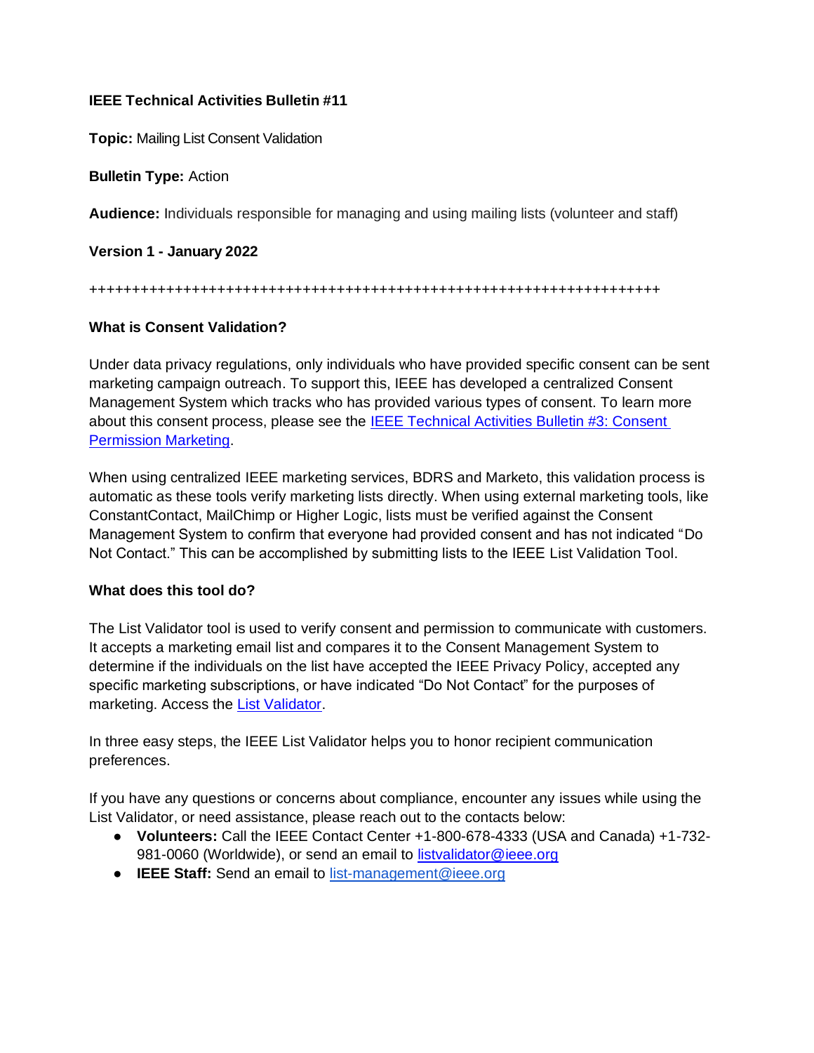**IEEE Technical Activities Bulletin #11**

**Topic:** Mailing List Consent Validation

**Bulletin Type:** Action

**Audience:** Individuals responsible for managing and using mailing lists (volunteer and staff)

**Version 1 - January 2022**

+++++++++++++++++++++++++++++++++++++++++++++++++++++++++++++++++++

**What is Consent Validation?**

Under data privacy regulations, only individuals who have provided specific consent can be sent marketing campaign outreach. To support this, IEEE has developed a centralized Consent Management System which tracks who has provided various types of consent. To learn more about this consent process, please see the IEEE Technical Activities Bulletin #3: Consent Permission Marketing.

When using centralized IEEE marketing services, BDRS and Marketo, this validation process is automatic as these tools verify marketing lists directly. When using external marketing tools, like ConstantContact, MailChimp or Higher Logic, lists must be verified against the Consent Management System to confirm that everyone had provided consent and has not indicated "Do Not Contact." This can be accomplished by submitting lists to the IEEE List Validation Tool.

**What does this tool do?**

The List Validator tool is used to verify consent and permission to communicate with customers. It accepts a marketing email list and compares it to the Consent Management System to determine if the individuals on the list have accepted the IEEE Privacy Policy, accepted any specific marketing subscriptions, or have indicated "Do Not Contact" for the purposes of marketing. Access the List Validator.

In three easy steps, the IEEE List Validator helps you to honor recipient communication preferences.

If you have any questions or concerns about compliance, encounter any issues while using the List Validator, or need assistance, please reach out to the contacts below:

- **Volunteers:** Call the IEEE Contact Center +1-800-678-4333 (USA and Canada) +1-732-981-0060 (Worldwide), or send an email to listvalidator@ieee.org
- **IEEE Staff:** Send an email to list-management@ieee.org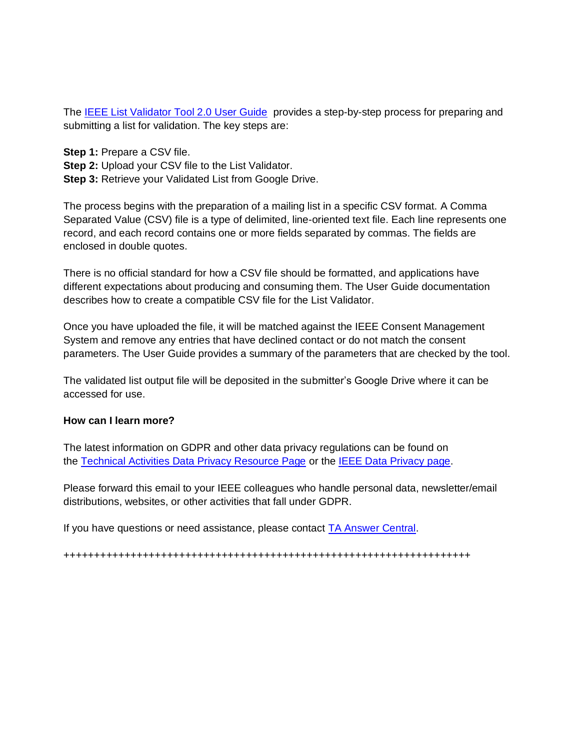The IEEE List Validator Tool 2.0 User Guide provides a step-by-step process for preparing and submitting a list for validation. The key steps are:

**Step 1:** Prepare a CSV file.
**Step 2:** Upload your CSV file to the List Validator.
**Step 3:** Retrieve your Validated List from Google Drive.

The process begins with the preparation of a mailing list in a specific CSV format. A Comma Separated Value (CSV) file is a type of delimited, line-oriented text file. Each line represents one record, and each record contains one or more fields separated by commas. The fields are enclosed in double quotes.

There is no official standard for how a CSV file should be formatted, and applications have different expectations about producing and consuming them. The User Guide documentation describes how to create a compatible CSV file for the List Validator.

Once you have uploaded the file, it will be matched against the IEEE Consent Management System and remove any entries that have declined contact or do not match the consent parameters. The User Guide provides a summary of the parameters that are checked by the tool.

The validated list output file will be deposited in the submitter's Google Drive where it can be accessed for use.

**How can I learn more?**

The latest information on GDPR and other data privacy regulations can be found on the Technical Activities Data Privacy Resource Page or the IEEE Data Privacy page.

Please forward this email to your IEEE colleagues who handle personal data, newsletter/email distributions, websites, or other activities that fall under GDPR.

If you have questions or need assistance, please contact TA Answer Central.

++++++++++++++++++++++++++++++++++++++++++++++++++++++++++++++++++++++++